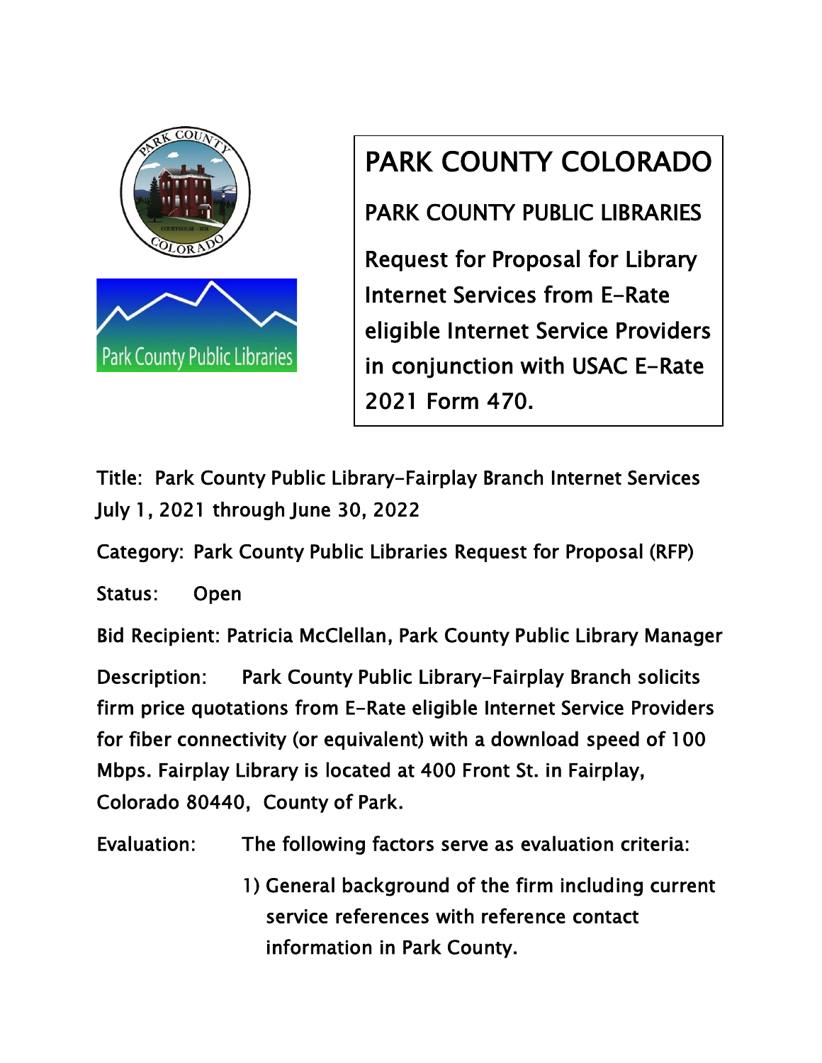# PARK COUNTY COLORADO

## PARK COUNTY PUBLIC LIBRARIES

**Request for Proposal for Library Internet Services from E-Rate eligible Internet Service Providers in conjunction with USAC E-Rate 2021 Form 470.**

Title: Park County Public Library-Fairplay Branch Internet Services July 1, 2021 through June 30, 2022

Category: Park County Public Libraries Request for Proposal (RFP)

Status: Open

Bid Recipient: Patricia McClellan, Park County Public Library Manager

Description: Park County Public Library-Fairplay Branch solicits firm price quotations from E-Rate eligible Internet Service Providers for fiber connectivity (or equivalent) with a download speed of 100 Mbps. Fairplay Library is located at 400 Front St. in Fairplay, Colorado 80440, County of Park.

Evaluation: The following factors serve as evaluation criteria:

1) General background of the firm including current service references with reference contact information in Park County.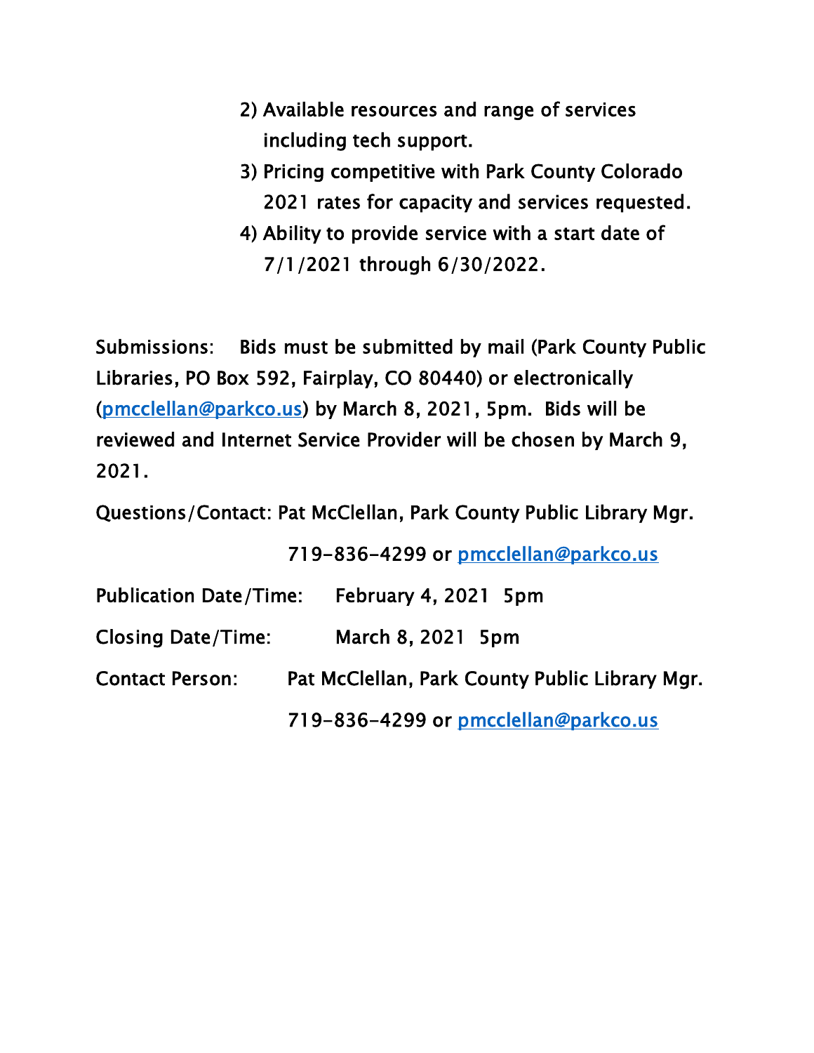2) Available resources and range of services including tech support.
3) Pricing competitive with Park County Colorado 2021 rates for capacity and services requested.
4) Ability to provide service with a start date of 7/1/2021 through 6/30/2022.

Submissions: Bids must be submitted by mail (Park County Public Libraries, PO Box 592, Fairplay, CO 80440) or electronically (pmcclellan@parkco.us) by March 8, 2021, 5pm. Bids will be reviewed and Internet Service Provider will be chosen by March 9, 2021.

Questions/Contact: Pat McClellan, Park County Public Library Mgr.
719-836-4299 or pmcclellan@parkco.us

Publication Date/Time: February 4, 2021 5pm

Closing Date/Time: March 8, 2021 5pm

Contact Person: Pat McClellan, Park County Public Library Mgr.
719-836-4299 or pmcclellan@parkco.us